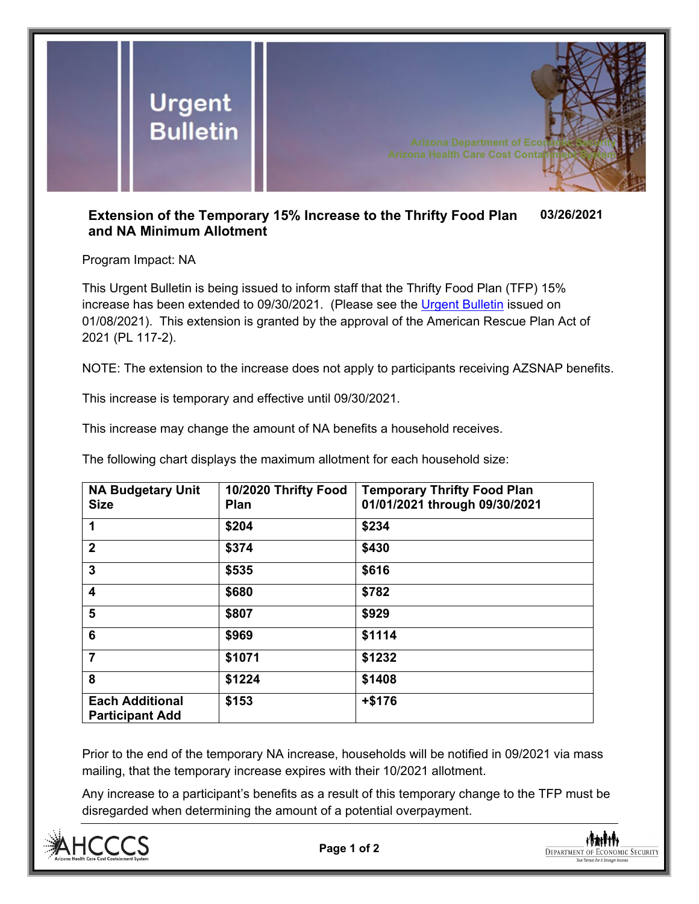# Urgent Bulletin

Arizona Department of Economic Security
Arizona Health Care Cost Containment System

## Extension of the Temporary 15% Increase to the Thrifty Food Plan and NA Minimum Allotment

**03/26/2021**

Program Impact: NA

This Urgent Bulletin is being issued to inform staff that the Thrifty Food Plan (TFP) 15% increase has been extended to 09/30/2021. (Please see the Urgent Bulletin issued on 01/08/2021). This extension is granted by the approval of the American Rescue Plan Act of 2021 (PL 117-2).

NOTE: The extension to the increase does not apply to participants receiving AZSNAP benefits.

This increase is temporary and effective until 09/30/2021.

This increase may change the amount of NA benefits a household receives.

The following chart displays the maximum allotment for each household size:

| NA Budgetary Unit Size | 10/2020 Thrifty Food Plan | Temporary Thrifty Food Plan 01/01/2021 through 09/30/2021 |
|---|---|---|
| 1 | $204 | $234 |
| 2 | $374 | $430 |
| 3 | $535 | $616 |
| 4 | $680 | $782 |
| 5 | $807 | $929 |
| 6 | $969 | $1114 |
| 7 | $1071 | $1232 |
| 8 | $1224 | $1408 |
| Each Additional Participant Add | $153 | +$176 |

Prior to the end of the temporary NA increase, households will be notified in 09/2021 via mass mailing, that the temporary increase expires with their 10/2021 allotment.

Any increase to a participant's benefits as a result of this temporary change to the TFP must be disregarded when determining the amount of a potential overpayment.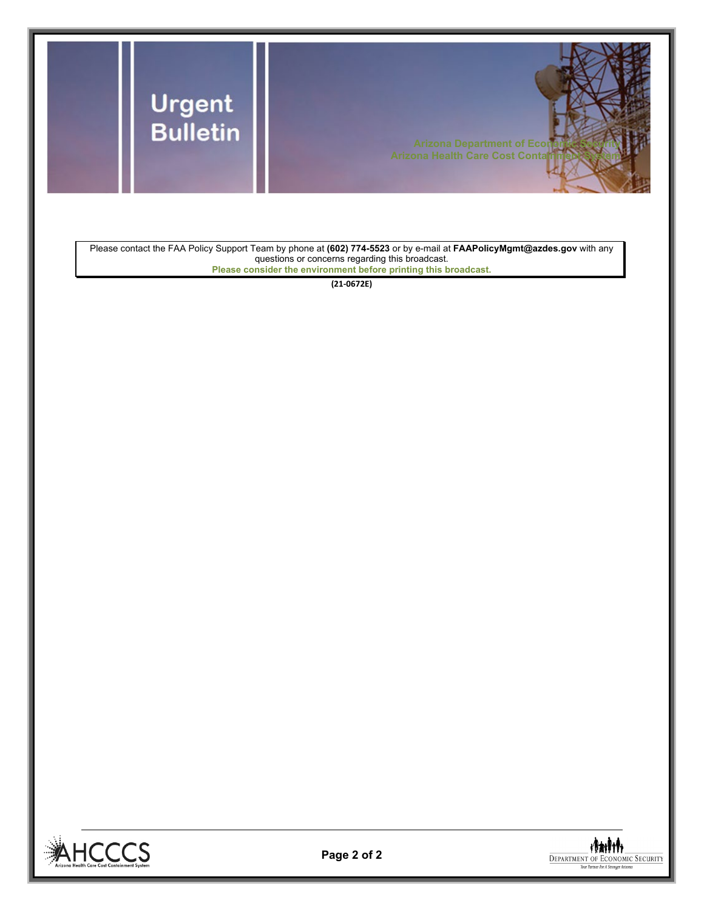# Urgent Bulletin

Arizona Department of Economic Security
Arizona Health Care Cost Containment System

Please contact the FAA Policy Support Team by phone at **(602) 774-5523** or by e-mail at **FAAPolicyMgmt@azdes.gov** with any questions or concerns regarding this broadcast.

**Please consider the environment before printing this broadcast.**

**(21-0672E)**